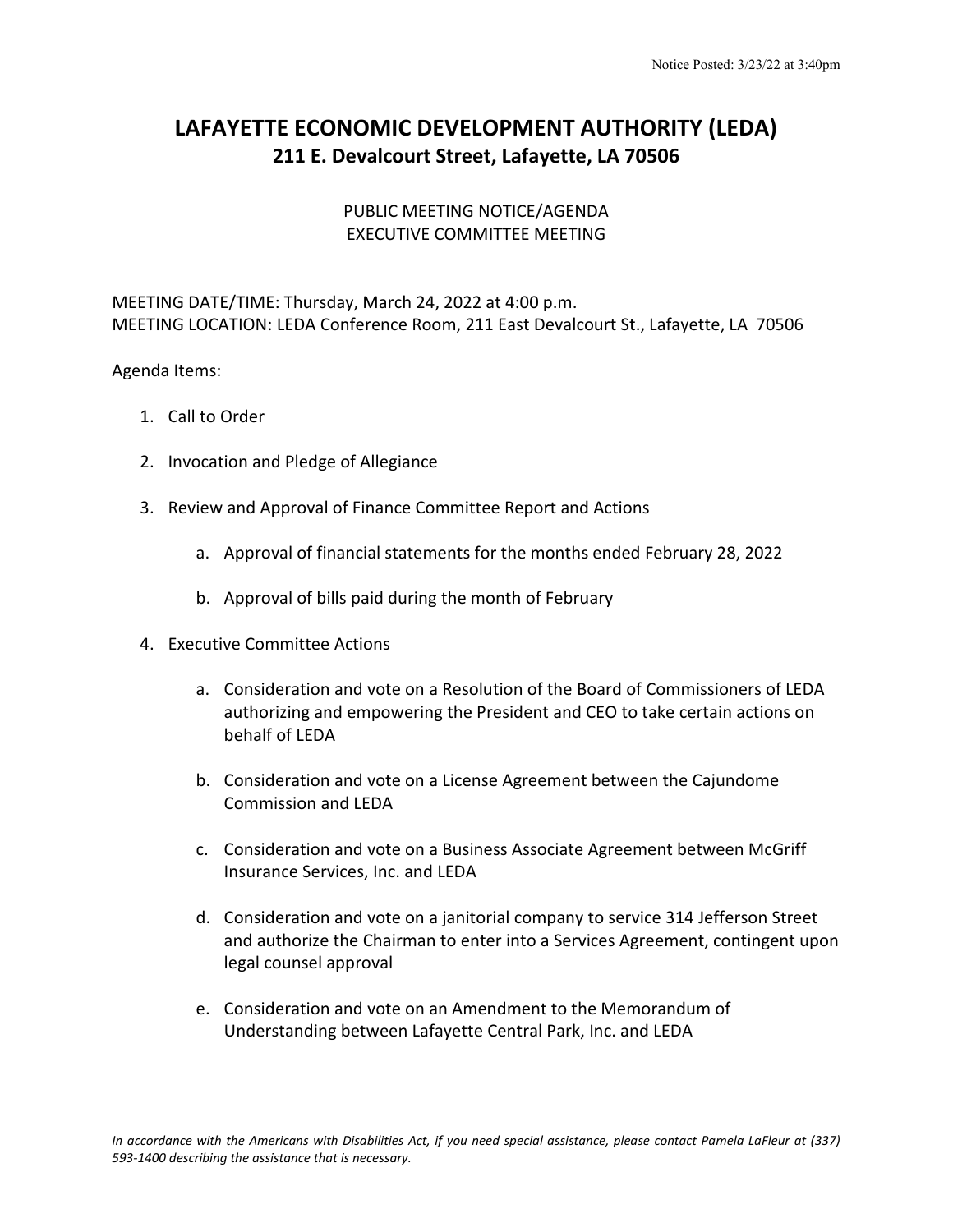Notice Posted: 3/23/22 at 3:40pm

# LAFAYETTE ECONOMIC DEVELOPMENT AUTHORITY (LEDA)
## 211 E. Devalcourt Street, Lafayette, LA 70506

PUBLIC MEETING NOTICE/AGENDA
EXECUTIVE COMMITTEE MEETING

MEETING DATE/TIME: Thursday, March 24, 2022 at 4:00 p.m.
MEETING LOCATION: LEDA Conference Room, 211 East Devalcourt St., Lafayette, LA 70506

Agenda Items:

1. Call to Order

2. Invocation and Pledge of Allegiance

3. Review and Approval of Finance Committee Report and Actions

   a. Approval of financial statements for the months ended February 28, 2022

   b. Approval of bills paid during the month of February

4. Executive Committee Actions

   a. Consideration and vote on a Resolution of the Board of Commissioners of LEDA authorizing and empowering the President and CEO to take certain actions on behalf of LEDA

   b. Consideration and vote on a License Agreement between the Cajundome Commission and LEDA

   c. Consideration and vote on a Business Associate Agreement between McGriff Insurance Services, Inc. and LEDA

   d. Consideration and vote on a janitorial company to service 314 Jefferson Street and authorize the Chairman to enter into a Services Agreement, contingent upon legal counsel approval

   e. Consideration and vote on an Amendment to the Memorandum of Understanding between Lafayette Central Park, Inc. and LEDA

*In accordance with the Americans with Disabilities Act, if you need special assistance, please contact Pamela LaFleur at (337) 593-1400 describing the assistance that is necessary.*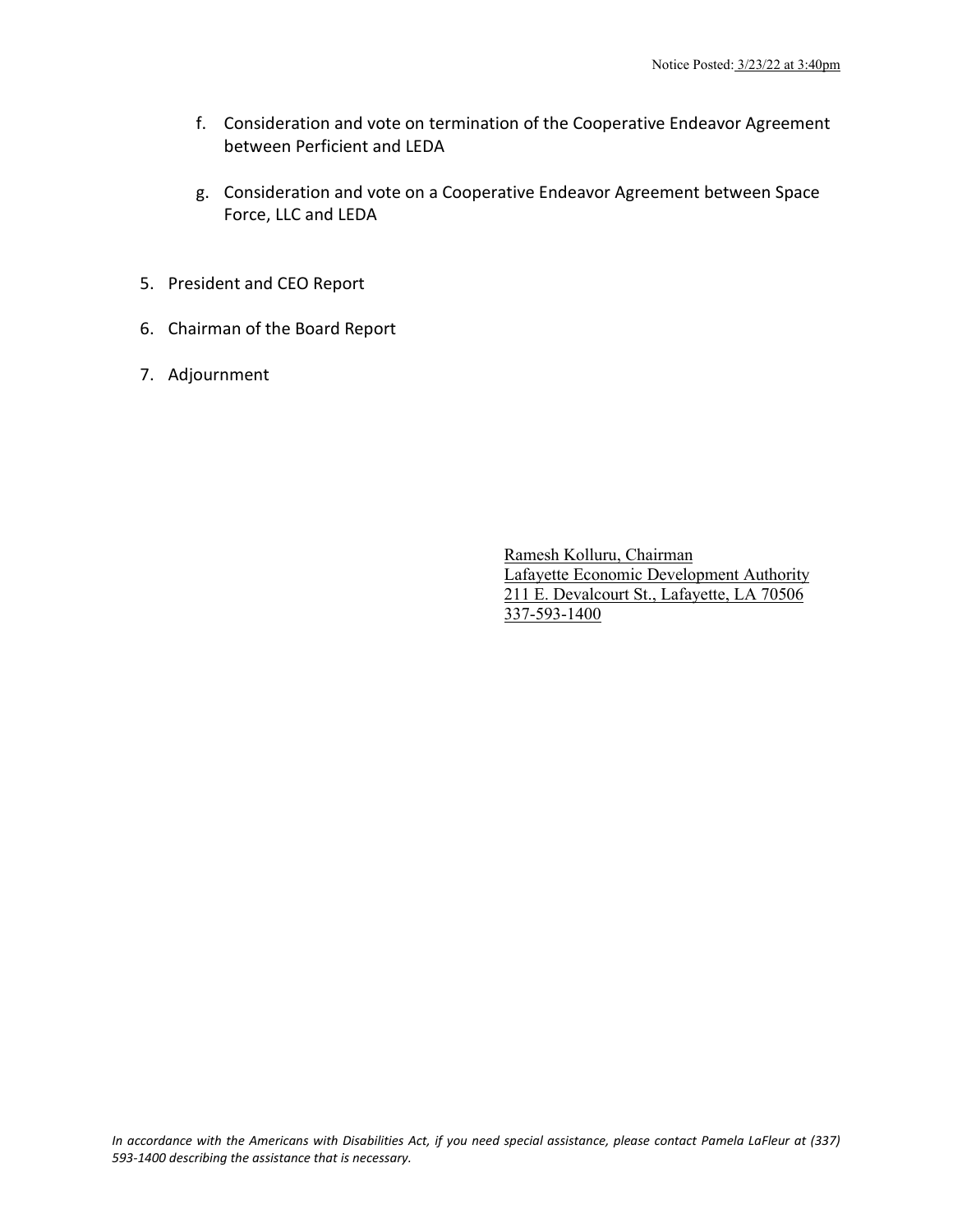Notice Posted: 3/23/22 at 3:40pm

f. Consideration and vote on termination of the Cooperative Endeavor Agreement between Perficient and LEDA

g. Consideration and vote on a Cooperative Endeavor Agreement between Space Force, LLC and LEDA

5. President and CEO Report

6. Chairman of the Board Report

7. Adjournment

Ramesh Kolluru, Chairman
Lafayette Economic Development Authority
211 E. Devalcourt St., Lafayette, LA 70506
337-593-1400

*In accordance with the Americans with Disabilities Act, if you need special assistance, please contact Pamela LaFleur at (337) 593-1400 describing the assistance that is necessary.*